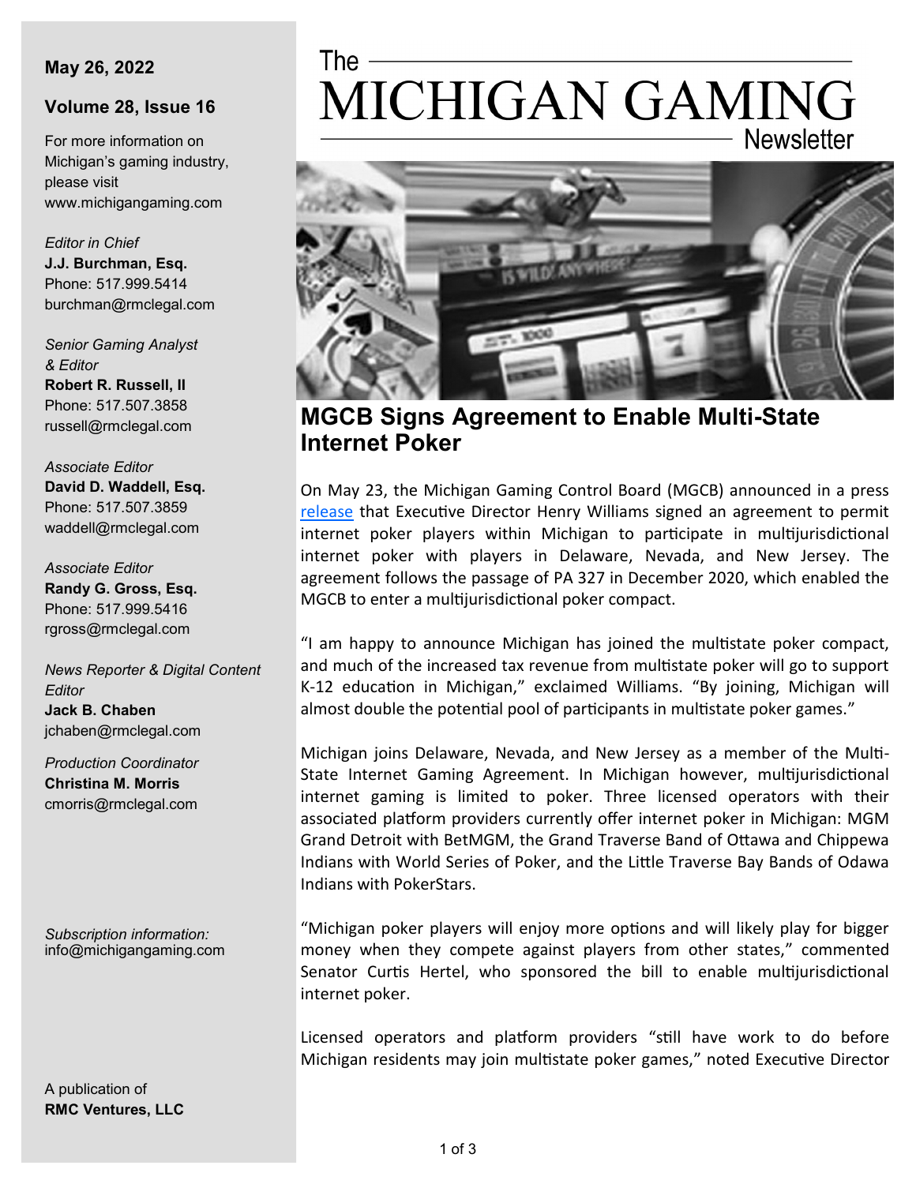May 26, 2022

Volume 28, Issue 16

For more information on Michigan's gaming industry, please visit www.michigangaming.com

*Editor in Chief*
**J.J. Burchman, Esq.**
Phone: 517.999.5414
burchman@rmclegal.com

*Senior Gaming Analyst & Editor*
**Robert R. Russell, II**
Phone: 517.507.3858
russell@rmclegal.com

*Associate Editor*
**David D. Waddell, Esq.**
Phone: 517.507.3859
waddell@rmclegal.com

*Associate Editor*
**Randy G. Gross, Esq.**
Phone: 517.999.5416
rgross@rmclegal.com

*News Reporter & Digital Content Editor*
**Jack B. Chaben**
jchaben@rmclegal.com

*Production Coordinator*
**Christina M. Morris**
cmorris@rmclegal.com

*Subscription information:*
info@michigangaming.com

A publication of
**RMC Ventures, LLC**

# The MICHIGAN GAMING Newsletter

## MGCB Signs Agreement to Enable Multi-State Internet Poker

On May 23, the Michigan Gaming Control Board (MGCB) announced in a press release that Executive Director Henry Williams signed an agreement to permit internet poker players within Michigan to participate in multijurisdictional internet poker with players in Delaware, Nevada, and New Jersey. The agreement follows the passage of PA 327 in December 2020, which enabled the MGCB to enter a multijurisdictional poker compact.

"I am happy to announce Michigan has joined the multistate poker compact, and much of the increased tax revenue from multistate poker will go to support K-12 education in Michigan," exclaimed Williams. "By joining, Michigan will almost double the potential pool of participants in multistate poker games."

Michigan joins Delaware, Nevada, and New Jersey as a member of the Multi-State Internet Gaming Agreement. In Michigan however, multijurisdictional internet gaming is limited to poker. Three licensed operators with their associated platform providers currently offer internet poker in Michigan: MGM Grand Detroit with BetMGM, the Grand Traverse Band of Ottawa and Chippewa Indians with World Series of Poker, and the Little Traverse Bay Bands of Odawa Indians with PokerStars.

"Michigan poker players will enjoy more options and will likely play for bigger money when they compete against players from other states," commented Senator Curtis Hertel, who sponsored the bill to enable multijurisdictional internet poker.

Licensed operators and platform providers "still have work to do before Michigan residents may join multistate poker games," noted Executive Director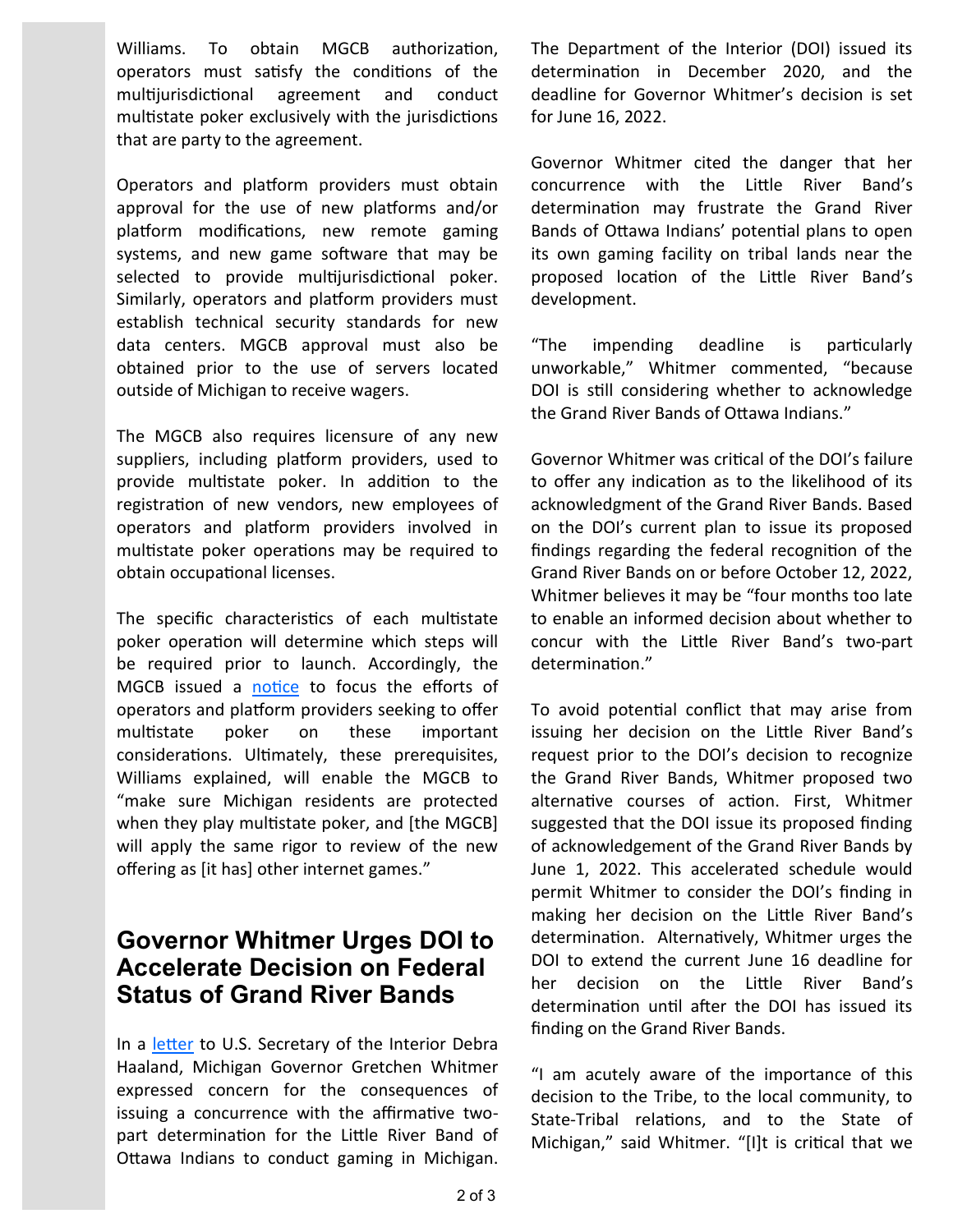Williams. To obtain MGCB authorization, operators must satisfy the conditions of the multijurisdictional agreement and conduct multistate poker exclusively with the jurisdictions that are party to the agreement.

Operators and platform providers must obtain approval for the use of new platforms and/or platform modifications, new remote gaming systems, and new game software that may be selected to provide multijurisdictional poker. Similarly, operators and platform providers must establish technical security standards for new data centers. MGCB approval must also be obtained prior to the use of servers located outside of Michigan to receive wagers.

The MGCB also requires licensure of any new suppliers, including platform providers, used to provide multistate poker. In addition to the registration of new vendors, new employees of operators and platform providers involved in multistate poker operations may be required to obtain occupational licenses.

The specific characteristics of each multistate poker operation will determine which steps will be required prior to launch. Accordingly, the MGCB issued a notice to focus the efforts of operators and platform providers seeking to offer multistate poker on these important considerations. Ultimately, these prerequisites, Williams explained, will enable the MGCB to "make sure Michigan residents are protected when they play multistate poker, and [the MGCB] will apply the same rigor to review of the new offering as [it has] other internet games."

## Governor Whitmer Urges DOI to Accelerate Decision on Federal Status of Grand River Bands

In a letter to U.S. Secretary of the Interior Debra Haaland, Michigan Governor Gretchen Whitmer expressed concern for the consequences of issuing a concurrence with the affirmative two-part determination for the Little River Band of Ottawa Indians to conduct gaming in Michigan. The Department of the Interior (DOI) issued its determination in December 2020, and the deadline for Governor Whitmer's decision is set for June 16, 2022.

Governor Whitmer cited the danger that her concurrence with the Little River Band's determination may frustrate the Grand River Bands of Ottawa Indians' potential plans to open its own gaming facility on tribal lands near the proposed location of the Little River Band's development.

"The impending deadline is particularly unworkable," Whitmer commented, "because DOI is still considering whether to acknowledge the Grand River Bands of Ottawa Indians."

Governor Whitmer was critical of the DOI's failure to offer any indication as to the likelihood of its acknowledgment of the Grand River Bands. Based on the DOI's current plan to issue its proposed findings regarding the federal recognition of the Grand River Bands on or before October 12, 2022, Whitmer believes it may be "four months too late to enable an informed decision about whether to concur with the Little River Band's two-part determination."

To avoid potential conflict that may arise from issuing her decision on the Little River Band's request prior to the DOI's decision to recognize the Grand River Bands, Whitmer proposed two alternative courses of action. First, Whitmer suggested that the DOI issue its proposed finding of acknowledgement of the Grand River Bands by June 1, 2022. This accelerated schedule would permit Whitmer to consider the DOI's finding in making her decision on the Little River Band's determination. Alternatively, Whitmer urges the DOI to extend the current June 16 deadline for her decision on the Little River Band's determination until after the DOI has issued its finding on the Grand River Bands.

"I am acutely aware of the importance of this decision to the Tribe, to the local community, to State-Tribal relations, and to the State of Michigan," said Whitmer. "[I]t is critical that we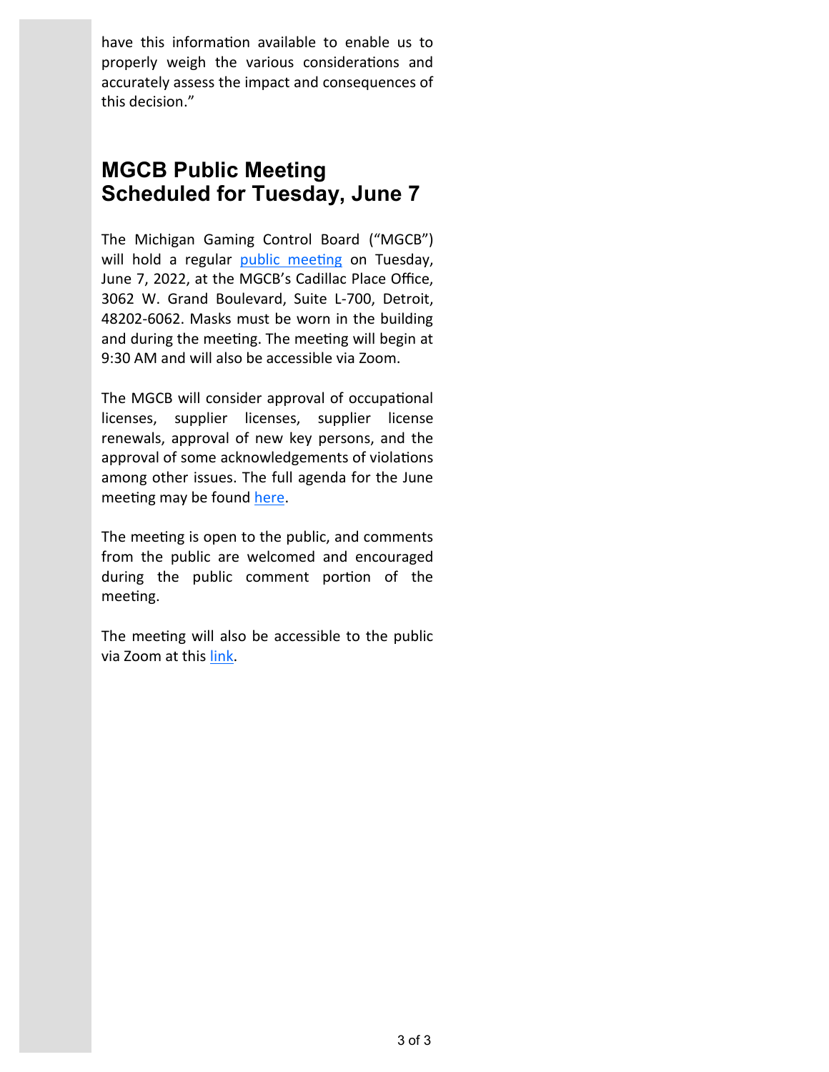have this information available to enable us to properly weigh the various considerations and accurately assess the impact and consequences of this decision."

## MGCB Public Meeting Scheduled for Tuesday, June 7

The Michigan Gaming Control Board ("MGCB") will hold a regular public meeting on Tuesday, June 7, 2022, at the MGCB's Cadillac Place Office, 3062 W. Grand Boulevard, Suite L-700, Detroit, 48202-6062. Masks must be worn in the building and during the meeting. The meeting will begin at 9:30 AM and will also be accessible via Zoom.

The MGCB will consider approval of occupational licenses, supplier licenses, supplier license renewals, approval of new key persons, and the approval of some acknowledgements of violations among other issues. The full agenda for the June meeting may be found here.

The meeting is open to the public, and comments from the public are welcomed and encouraged during the public comment portion of the meeting.

The meeting will also be accessible to the public via Zoom at this link.